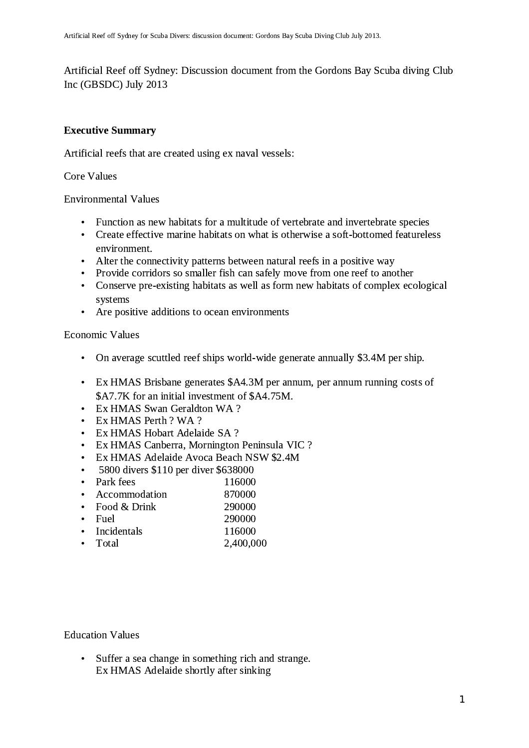Artificial Reef off Sydney: Discussion document from the Gordons Bay Scuba diving Club Inc (GBSDC) July 2013

**Executive Summary**

Artificial reefs that are created using ex naval vessels:

Core Values

Environmental Values

- Function as new habitats for a multitude of vertebrate and invertebrate species
- Create effective marine habitats on what is otherwise a soft-bottomed featureless environment.
- Alter the connectivity patterns between natural reefs in a positive way
- Provide corridors so smaller fish can safely move from one reef to another
- Conserve pre-existing habitats as well as form new habitats of complex ecological systems
- Are positive additions to ocean environments

Economic Values

- On average scuttled reef ships world-wide generate annually $3.4M per ship.

- Ex HMAS Brisbane generates $A4.3M per annum, per annum running costs of $A7.7K for an initial investment of $A4.75M.
- Ex HMAS Swan Geraldton WA ?
- Ex HMAS Perth ? WA ?
- Ex HMAS Hobart Adelaide SA ?
- Ex HMAS Canberra, Mornington Peninsula VIC ?
- Ex HMAS Adelaide Avoca Beach NSW $2.4M
- 5800 divers $110 per diver $638000
- Park fees 116000
- Accommodation 870000
- Food & Drink 290000
- Fuel 290000
- Incidentals 116000
- Total 2,400,000

Education Values

- Suffer a sea change in something rich and strange.
  Ex HMAS Adelaide shortly after sinking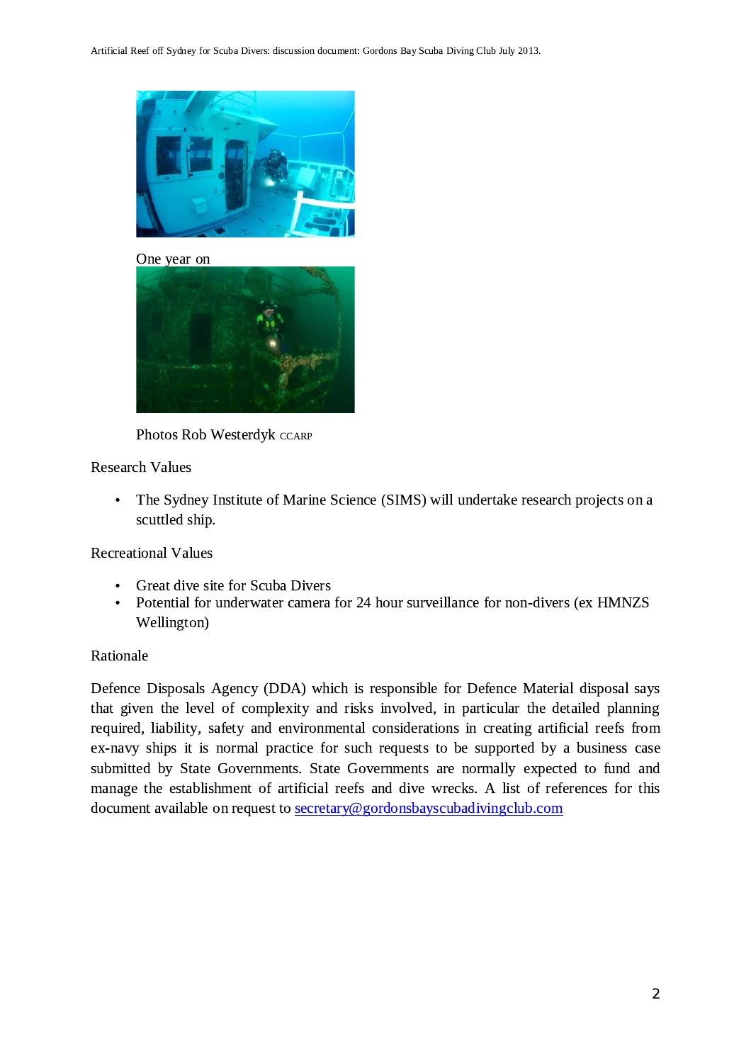One year on

Photos Rob Westerdyk CCARP

Research Values

- The Sydney Institute of Marine Science (SIMS) will undertake research projects on a scuttled ship.

Recreational Values

- Great dive site for Scuba Divers
- Potential for underwater camera for 24 hour surveillance for non-divers (ex HMNZS Wellington)

Rationale

Defence Disposals Agency (DDA) which is responsible for Defence Material disposal says that given the level of complexity and risks involved, in particular the detailed planning required, liability, safety and environmental considerations in creating artificial reefs from ex-navy ships it is normal practice for such requests to be supported by a business case submitted by State Governments. State Governments are normally expected to fund and manage the establishment of artificial reefs and dive wrecks. A list of references for this document available on request to secretary@gordonsbayscubadivingclub.com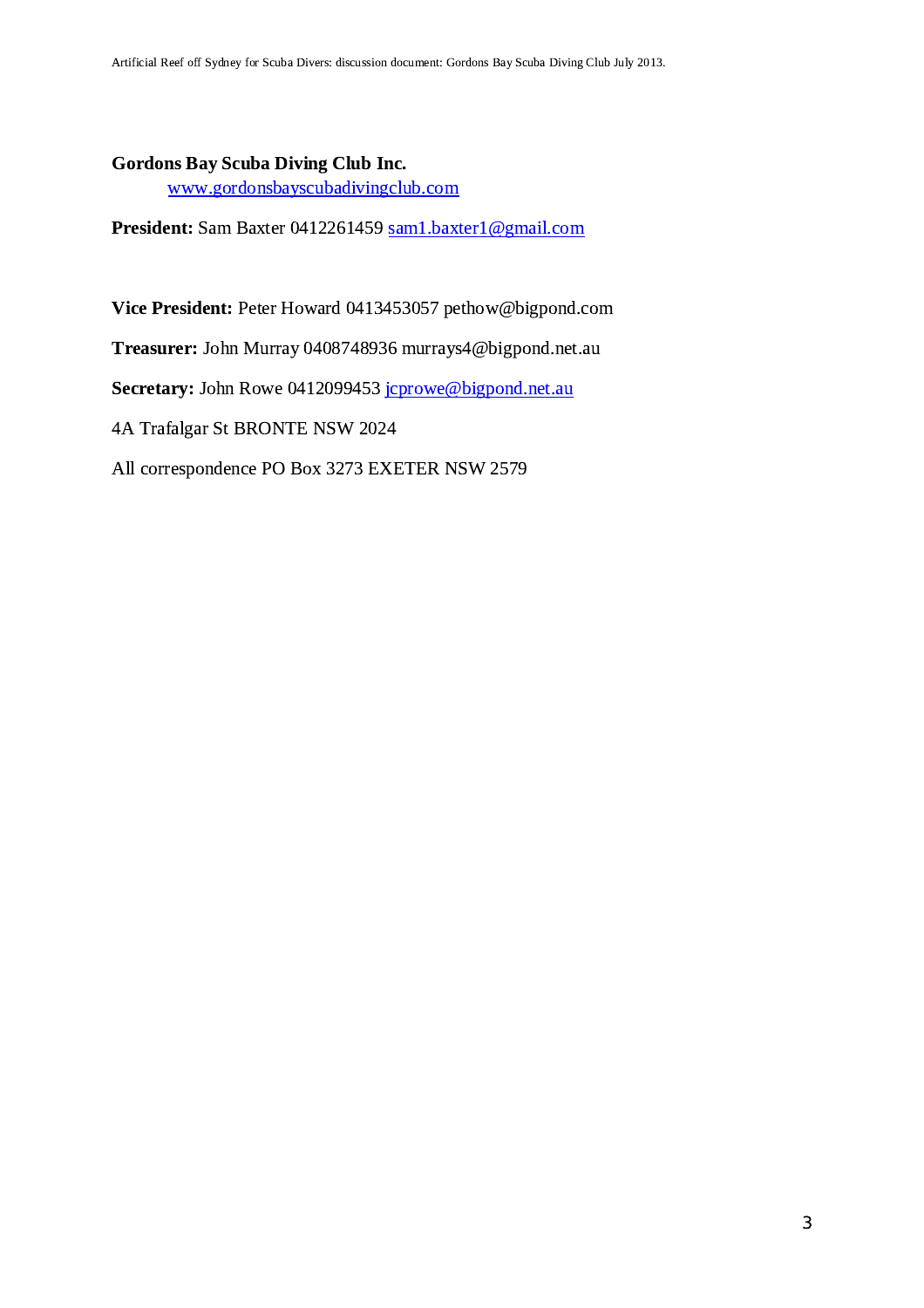**Gordons Bay Scuba Diving Club Inc.**

www.gordonsbayscubadivingclub.com

**President:** Sam Baxter 0412261459 sam1.baxter1@gmail.com

**Vice President:** Peter Howard 0413453057 pethow@bigpond.com

**Treasurer:** John Murray 0408748936 murrays4@bigpond.net.au

**Secretary:** John Rowe 0412099453 jcprowe@bigpond.net.au

4A Trafalgar St BRONTE NSW 2024

All correspondence PO Box 3273 EXETER NSW 2579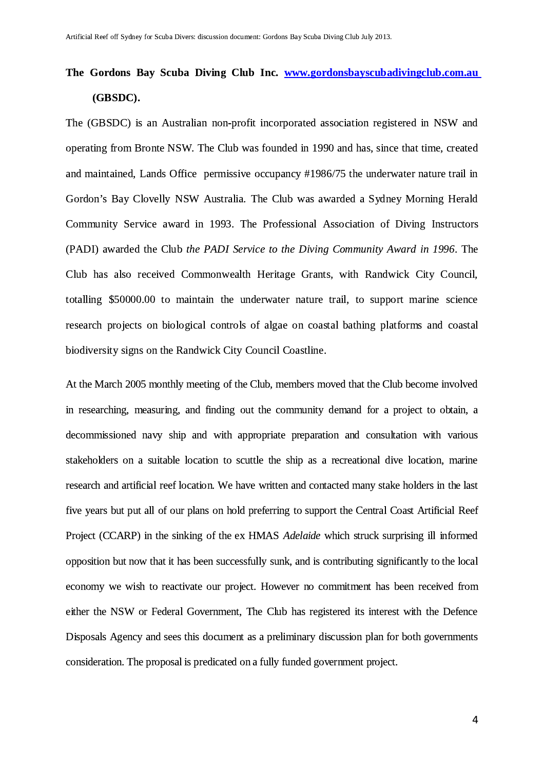**The Gordons Bay Scuba Diving Club Inc. [www.gordonsbayscubadivingclub.com.au](http://www.gordonsbayscubadivingclub.com.au) (GBSDC).**

The (GBSDC) is an Australian non-profit incorporated association registered in NSW and operating from Bronte NSW. The Club was founded in 1990 and has, since that time, created and maintained, Lands Office permissive occupancy #1986/75 the underwater nature trail in Gordon's Bay Clovelly NSW Australia. The Club was awarded a Sydney Morning Herald Community Service award in 1993. The Professional Association of Diving Instructors (PADI) awarded the Club *the PADI Service to the Diving Community Award in 1996*. The Club has also received Commonwealth Heritage Grants, with Randwick City Council, totalling $50000.00 to maintain the underwater nature trail, to support marine science research projects on biological controls of algae on coastal bathing platforms and coastal biodiversity signs on the Randwick City Council Coastline.

At the March 2005 monthly meeting of the Club, members moved that the Club become involved in researching, measuring, and finding out the community demand for a project to obtain, a decommissioned navy ship and with appropriate preparation and consultation with various stakeholders on a suitable location to scuttle the ship as a recreational dive location, marine research and artificial reef location. We have written and contacted many stake holders in the last five years but put all of our plans on hold preferring to support the Central Coast Artificial Reef Project (CCARP) in the sinking of the ex HMAS *Adelaide* which struck surprising ill informed opposition but now that it has been successfully sunk, and is contributing significantly to the local economy we wish to reactivate our project. However no commitment has been received from either the NSW or Federal Government, The Club has registered its interest with the Defence Disposals Agency and sees this document as a preliminary discussion plan for both governments consideration. The proposal is predicated on a fully funded government project.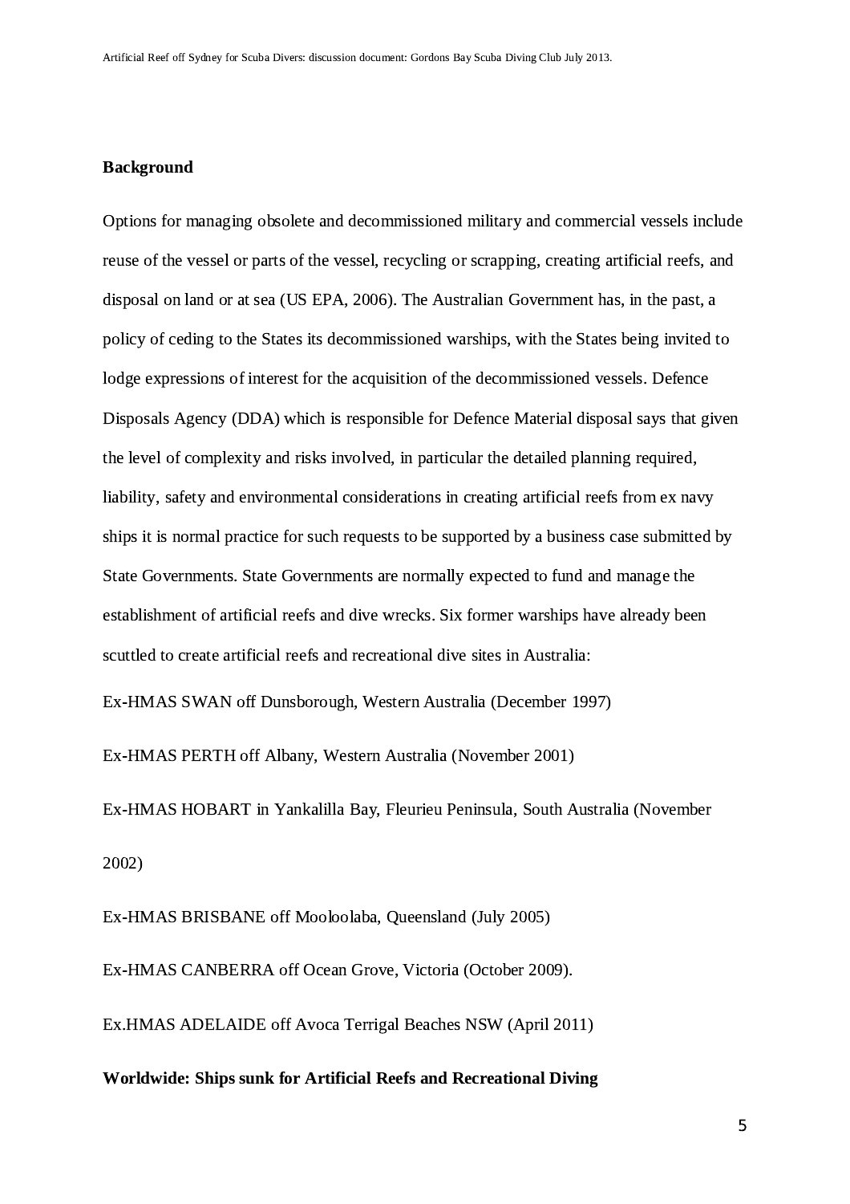**Background**

Options for managing obsolete and decommissioned military and commercial vessels include reuse of the vessel or parts of the vessel, recycling or scrapping, creating artificial reefs, and disposal on land or at sea (US EPA, 2006). The Australian Government has, in the past, a policy of ceding to the States its decommissioned warships, with the States being invited to lodge expressions of interest for the acquisition of the decommissioned vessels. Defence Disposals Agency (DDA) which is responsible for Defence Material disposal says that given the level of complexity and risks involved, in particular the detailed planning required, liability, safety and environmental considerations in creating artificial reefs from ex navy ships it is normal practice for such requests to be supported by a business case submitted by State Governments. State Governments are normally expected to fund and manage the establishment of artificial reefs and dive wrecks. Six former warships have already been scuttled to create artificial reefs and recreational dive sites in Australia:

Ex-HMAS SWAN off Dunsborough, Western Australia (December 1997)

Ex-HMAS PERTH off Albany, Western Australia (November 2001)

Ex-HMAS HOBART in Yankalilla Bay, Fleurieu Peninsula, South Australia (November 2002)

Ex-HMAS BRISBANE off Mooloolaba, Queensland (July 2005)

Ex-HMAS CANBERRA off Ocean Grove, Victoria (October 2009).

Ex.HMAS ADELAIDE off Avoca Terrigal Beaches NSW (April 2011)

**Worldwide: Ships sunk for Artificial Reefs and Recreational Diving**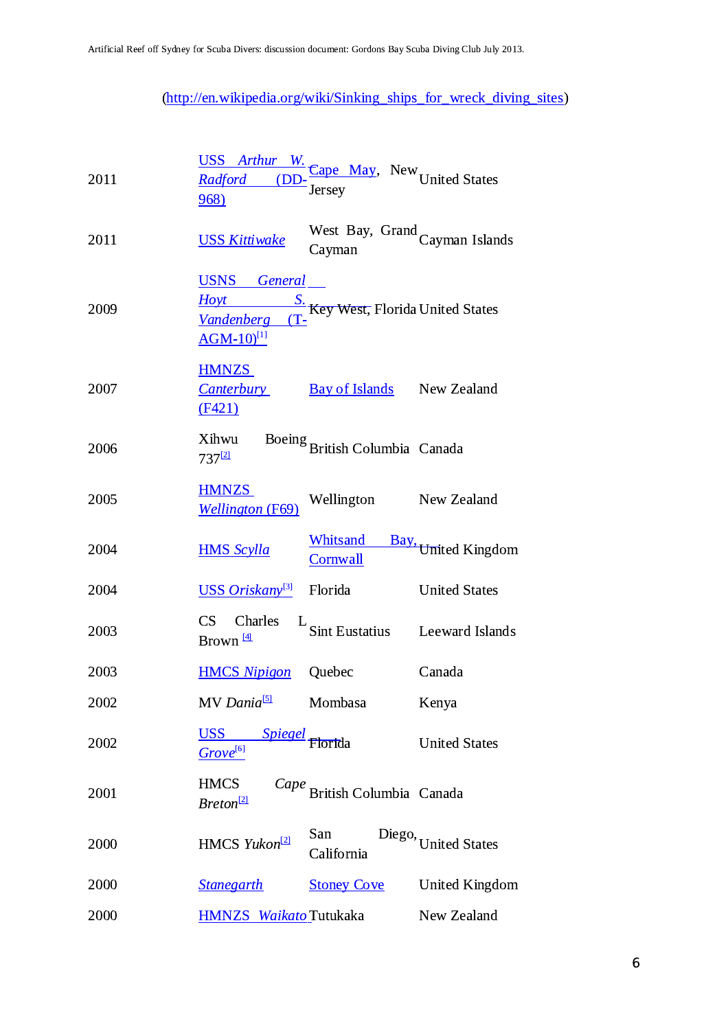(http://en.wikipedia.org/wiki/Sinking_ships_for_wreck_diving_sites)

| | | | |
|---|---|---|---|
| 2011 | USS *Arthur W. Radford* (DD-968) | Cape May, New Jersey | United States |
| 2011 | USS *Kittiwake* | West Bay, Grand Cayman | Cayman Islands |
| 2009 | USNS *General Hoyt S. Vandenberg* (T-AGM-10)[1] | Key West, Florida | United States |
| 2007 | HMNZS *Canterbury* (F421) | Bay of Islands | New Zealand |
| 2006 | Xihwu Boeing 737[2] | British Columbia | Canada |
| 2005 | HMNZS *Wellington* (F69) | Wellington | New Zealand |
| 2004 | HMS *Scylla* | Whitsand Bay, Cornwall | United Kingdom |
| 2004 | USS *Oriskany*[3] | Florida | United States |
| 2003 | CS Charles L Brown [4] | Sint Eustatius | Leeward Islands |
| 2003 | HMCS *Nipigon* | Quebec | Canada |
| 2002 | MV *Dania*[5] | Mombasa | Kenya |
| 2002 | USS *Spiegel Grove*[6] | Florida | United States |
| 2001 | HMCS *Cape Breton*[2] | British Columbia | Canada |
| 2000 | HMCS *Yukon*[2] | San Diego, California | United States |
| 2000 | *Stanegarth* | Stoney Cove | United Kingdom |
| 2000 | HMNZS *Waikato* | Tutukaka | New Zealand |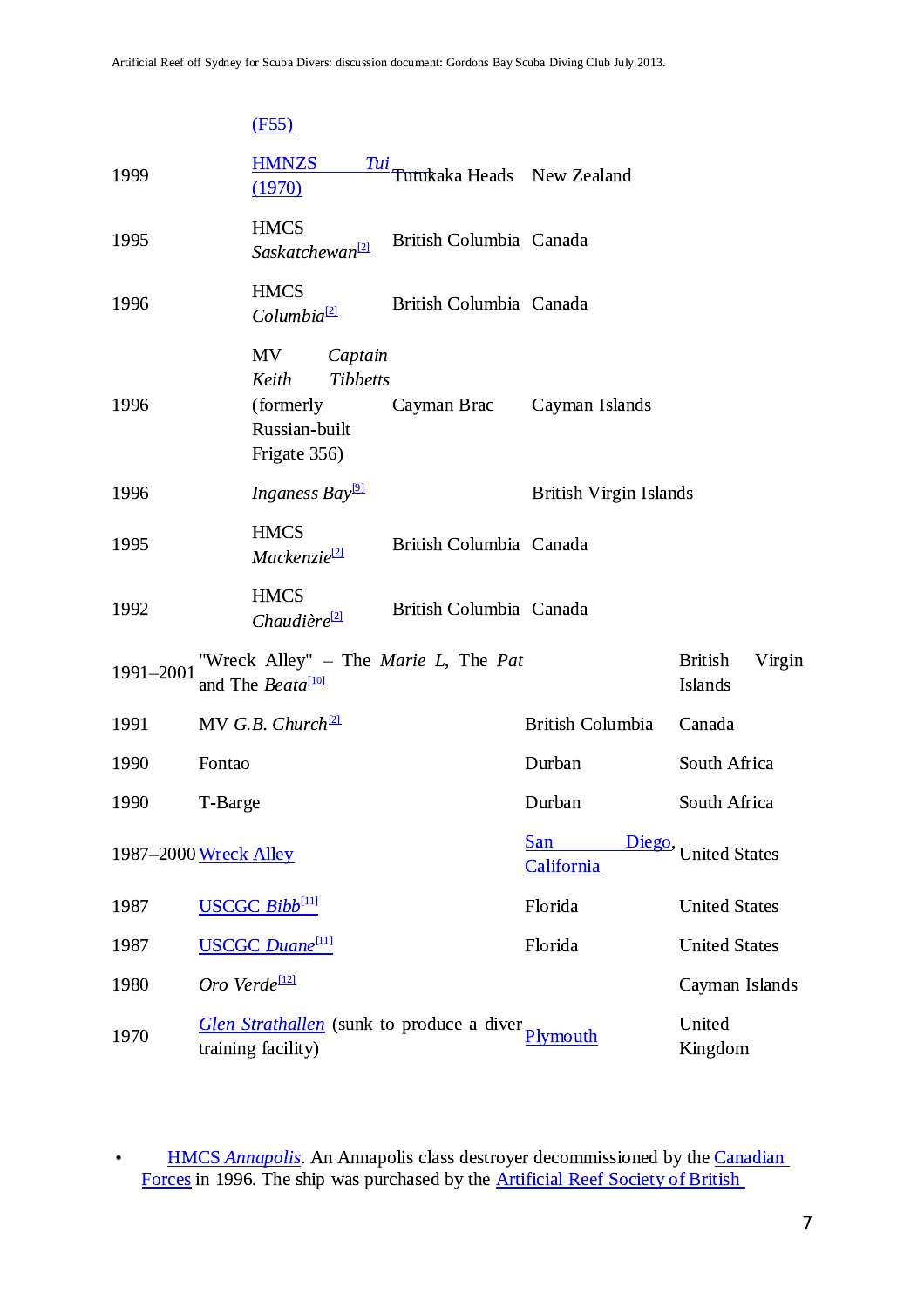| | | | |
|---|---|---|---|
| | (F55) | | |
| 1999 | HMNZS *Tui* (1970) | Tutukaka Heads | New Zealand |
| 1995 | HMCS *Saskatchewan*[2] | British Columbia | Canada |
| 1996 | HMCS *Columbia*[2] | British Columbia | Canada |
| 1996 | MV *Captain Keith Tibbetts* (formerly Russian-built Frigate 356) | Cayman Brac | Cayman Islands |
| 1996 | *Inganess Bay*[9] | | British Virgin Islands |
| 1995 | HMCS *Mackenzie*[2] | British Columbia | Canada |
| 1992 | HMCS *Chaudière*[2] | British Columbia | Canada |
| 1991–2001 | "Wreck Alley" – The *Marie L*, The *Pat* and The *Beata*[10] | | British Virgin Islands |
| 1991 | MV *G.B. Church*[2] | British Columbia | Canada |
| 1990 | Fontao | Durban | South Africa |
| 1990 | T-Barge | Durban | South Africa |
| 1987–2000 | Wreck Alley | San Diego, California | United States |
| 1987 | USCGC *Bibb*[11] | Florida | United States |
| 1987 | USCGC *Duane*[11] | Florida | United States |
| 1980 | *Oro Verde*[12] | | Cayman Islands |
| 1970 | *Glen Strathallen* (sunk to produce a diver training facility) | Plymouth | United Kingdom |

- HMCS *Annapolis*. An Annapolis class destroyer decommissioned by the Canadian Forces in 1996. The ship was purchased by the Artificial Reef Society of British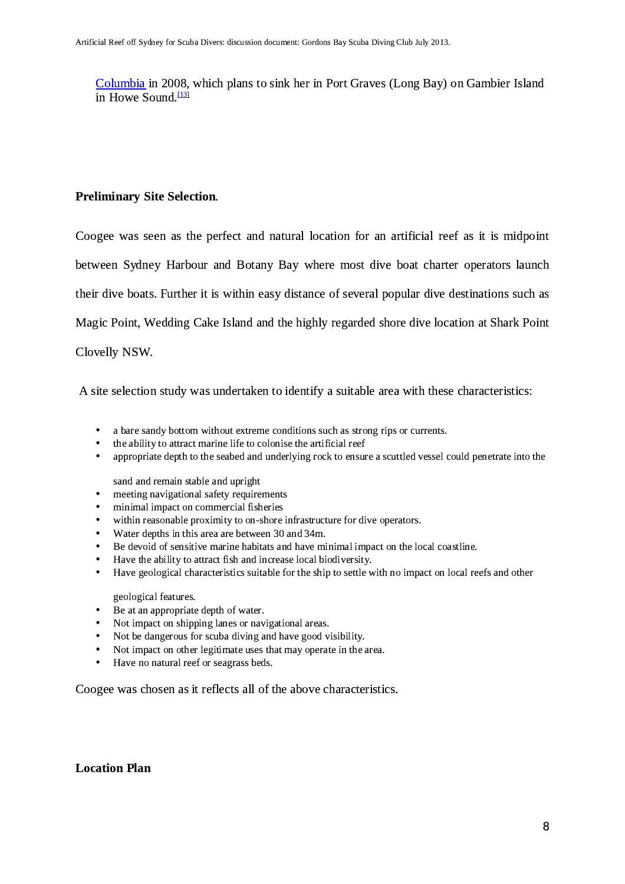Columbia in 2008, which plans to sink her in Port Graves (Long Bay) on Gambier Island in Howe Sound.[13]

**Preliminary Site Selection**.

Coogee was seen as the perfect and natural location for an artificial reef as it is midpoint between Sydney Harbour and Botany Bay where most dive boat charter operators launch their dive boats. Further it is within easy distance of several popular dive destinations such as Magic Point, Wedding Cake Island and the highly regarded shore dive location at Shark Point Clovelly NSW.

A site selection study was undertaken to identify a suitable area with these characteristics:

- a bare sandy bottom without extreme conditions such as strong rips or currents.
- the ability to attract marine life to colonise the artificial reef
- appropriate depth to the seabed and underlying rock to ensure a scuttled vessel could penetrate into the sand and remain stable and upright
- meeting navigational safety requirements
- minimal impact on commercial fisheries
- within reasonable proximity to on-shore infrastructure for dive operators.
- Water depths in this area are between 30 and 34m.
- Be devoid of sensitive marine habitats and have minimal impact on the local coastline.
- Have the ability to attract fish and increase local biodiversity.
- Have geological characteristics suitable for the ship to settle with no impact on local reefs and other geological features.
- Be at an appropriate depth of water.
- Not impact on shipping lanes or navigational areas.
- Not be dangerous for scuba diving and have good visibility.
- Not impact on other legitimate uses that may operate in the area.
- Have no natural reef or seagrass beds.

Coogee was chosen as it reflects all of the above characteristics.

**Location Plan**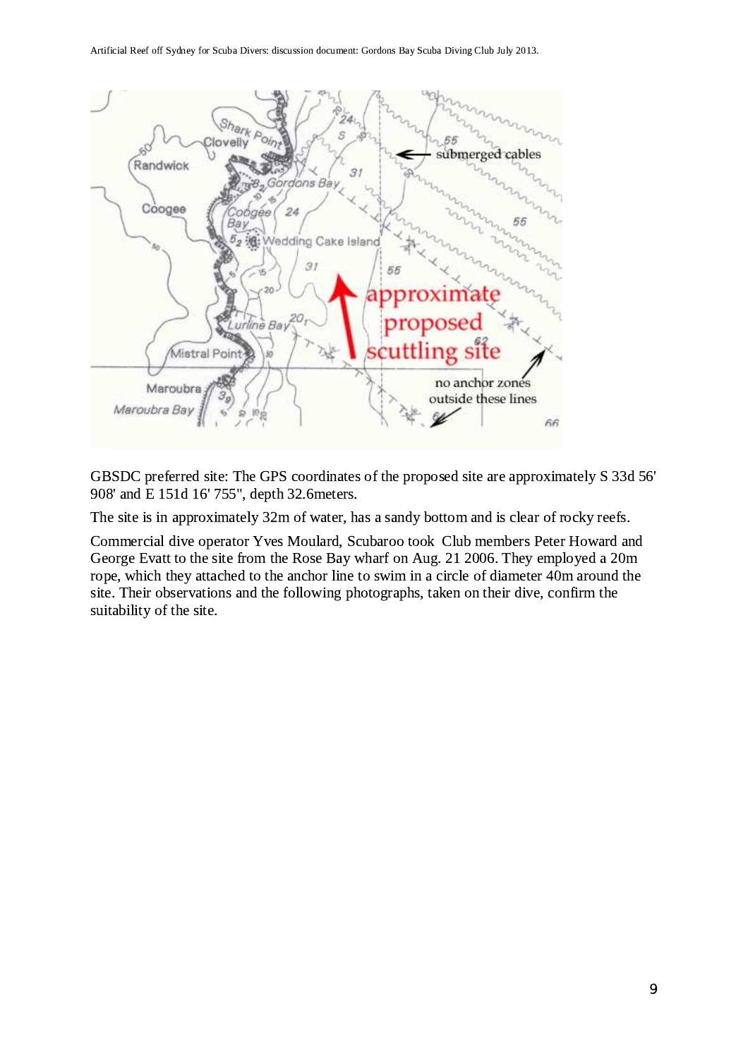GBSDC preferred site: The GPS coordinates of the proposed site are approximately S 33d 56' 908' and E 151d 16' 755", depth 32.6meters.

The site is in approximately 32m of water, has a sandy bottom and is clear of rocky reefs.

Commercial dive operator Yves Moulard, Scubaroo took Club members Peter Howard and George Evatt to the site from the Rose Bay wharf on Aug. 21 2006. They employed a 20m rope, which they attached to the anchor line to swim in a circle of diameter 40m around the site. Their observations and the following photographs, taken on their dive, confirm the suitability of the site.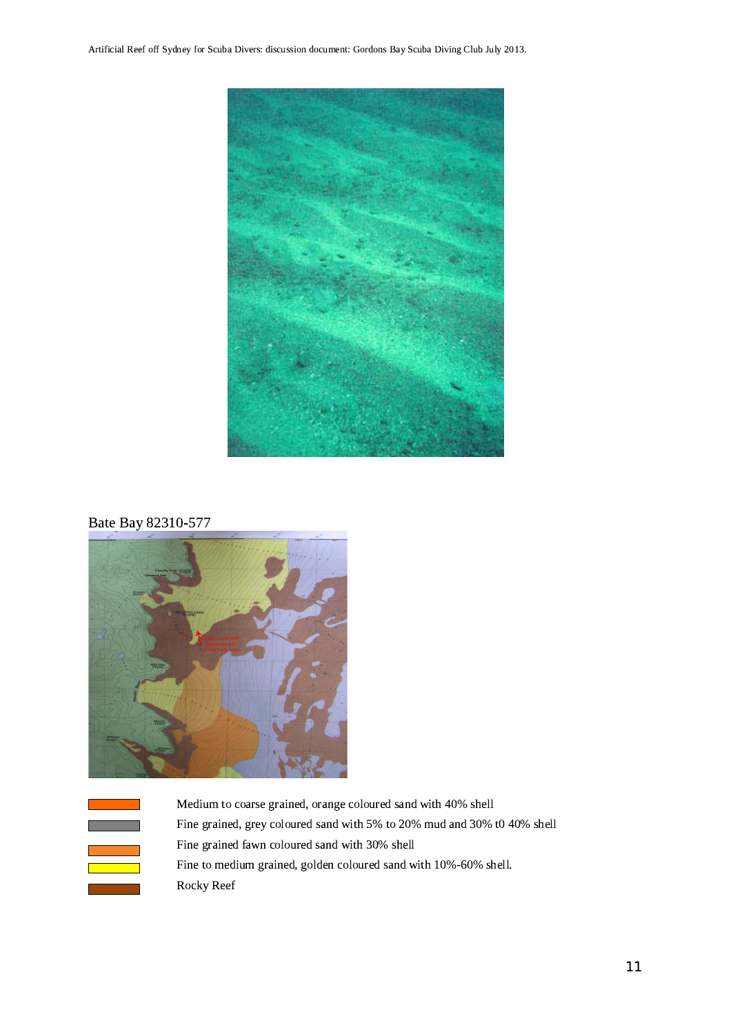Bate Bay 82310-577

Medium to coarse grained, orange coloured sand with 40% shell

Fine grained, grey coloured sand with 5% to 20% mud and 30% t0 40% shell

Fine grained fawn coloured sand with 30% shell

Fine to medium grained, golden coloured sand with 10%-60% shell.

Rocky Reef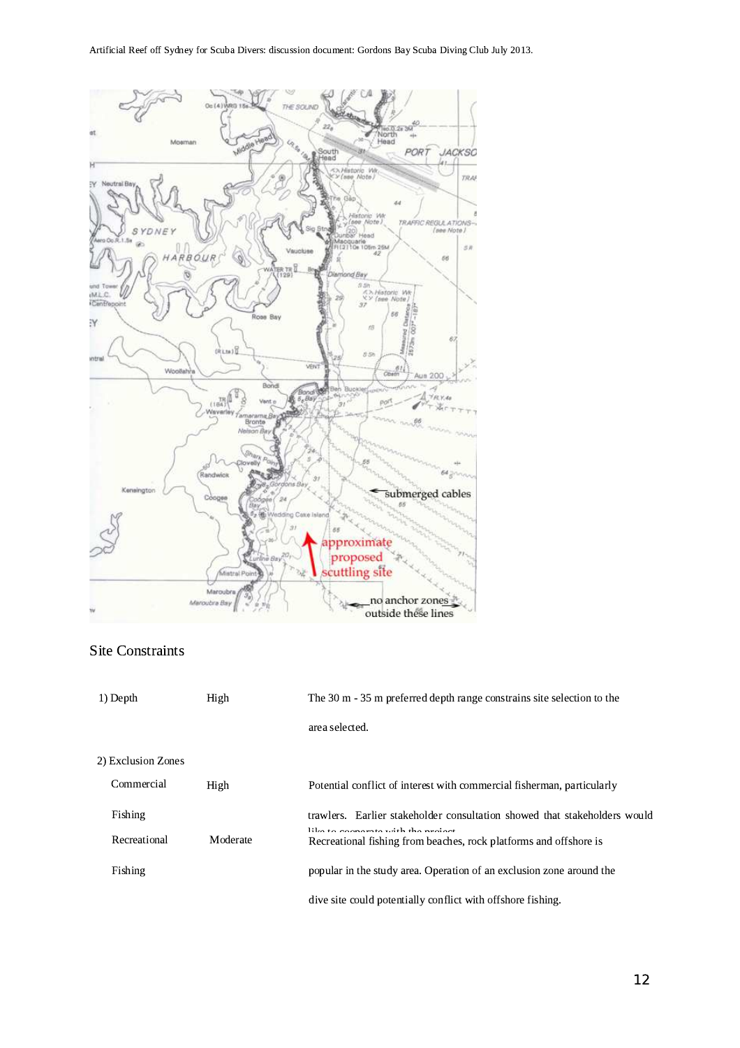## Site Constraints

| | | |
|---|---|---|
| 1) Depth | High | The 30 m - 35 m preferred depth range constrains site selection to the area selected. |
| 2) Exclusion Zones | | |
| Commercial Fishing | High | Potential conflict of interest with commercial fisherman, particularly trawlers. Earlier stakeholder consultation showed that stakeholders would like to cooperate with the project |
| Recreational Fishing | Moderate | Recreational fishing from beaches, rock platforms and offshore is popular in the study area. Operation of an exclusion zone around the dive site could potentially conflict with offshore fishing. |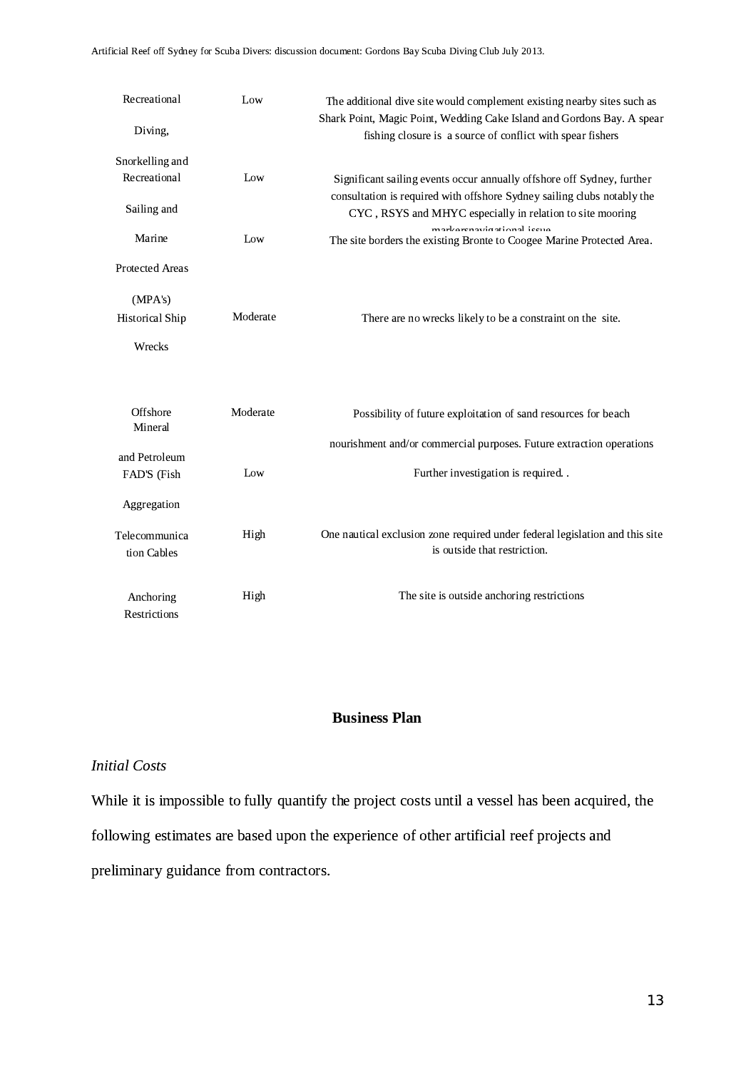| | | |
|---|---|---|
| Recreational Diving, Snorkelling and | Low | The additional dive site would complement existing nearby sites such as Shark Point, Magic Point, Wedding Cake Island and Gordons Bay. A spear fishing closure is a source of conflict with spear fishers |
| Recreational Sailing and | Low | Significant sailing events occur annually offshore off Sydney, further consultation is required with offshore Sydney sailing clubs notably the CYC , RSYS and MHYC especially in relation to site mooring markersnavigational issue |
| Marine Protected Areas (MPA's) | Low | The site borders the existing Bronte to Coogee Marine Protected Area. |
| Historical Ship Wrecks | Moderate | There are no wrecks likely to be a constraint on the site. |
| Offshore Mineral and Petroleum | Moderate | Possibility of future exploitation of sand resources for beach nourishment and/or commercial purposes. Future extraction operations |
| FAD'S (Fish Aggregation | Low | Further investigation is required. . |
| Telecommunica tion Cables | High | One nautical exclusion zone required under federal legislation and this site is outside that restriction. |
| Anchoring Restrictions | High | The site is outside anchoring restrictions |

## Business Plan

*Initial Costs*

While it is impossible to fully quantify the project costs until a vessel has been acquired, the following estimates are based upon the experience of other artificial reef projects and preliminary guidance from contractors.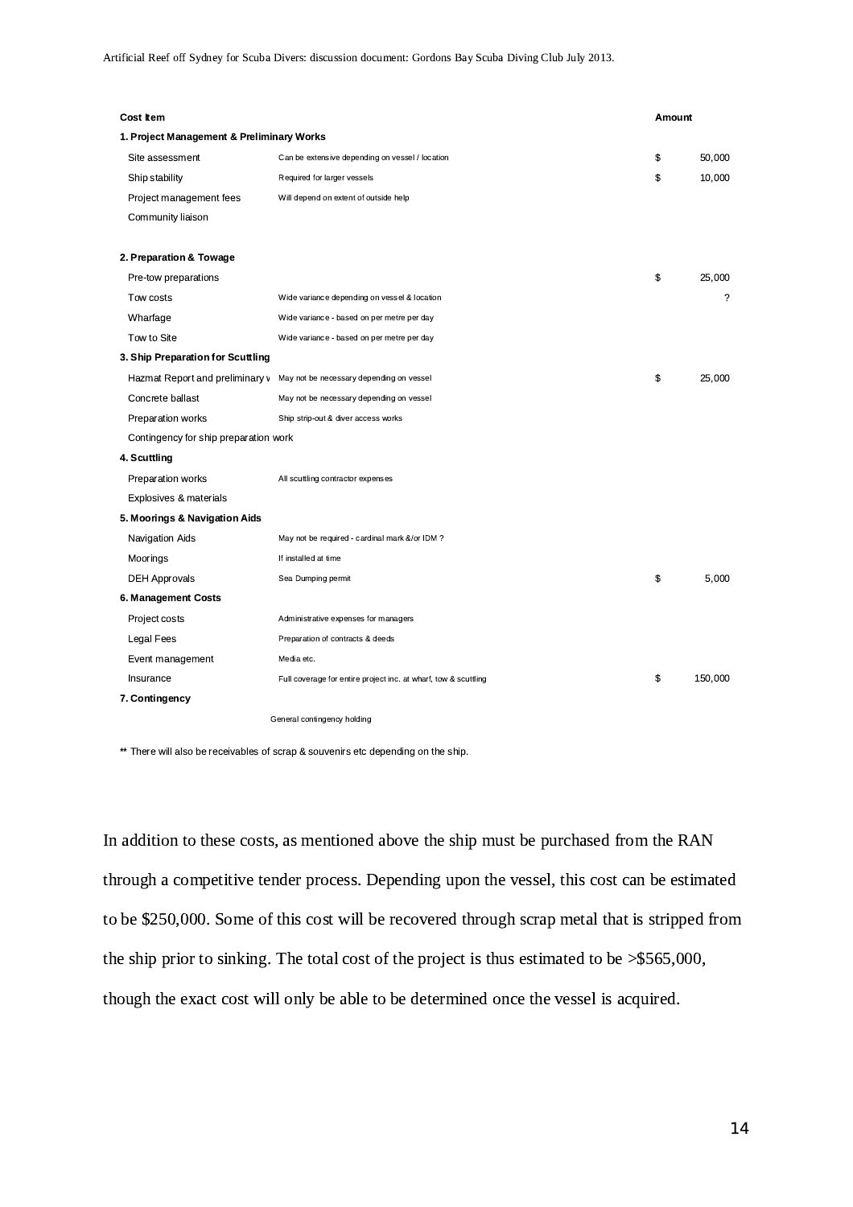| Cost Item | | Amount |
|---|---|---|
| **1. Project Management & Preliminary Works** | | |
| Site assessment | Can be extensive depending on vessel / location | $ 50,000 |
| Ship stability | Required for larger vessels | $ 10,000 |
| Project management fees | Will depend on extent of outside help | |
| Community liaison | | |
| | | |
| **2. Preparation & Towage** | | |
| Pre-tow preparations | | $ 25,000 |
| Tow costs | Wide variance depending on vessel & location | ? |
| Wharfage | Wide variance - based on per metre per day | |
| Tow to Site | Wide variance - based on per metre per day | |
| **3. Ship Preparation for Scuttling** | | |
| Hazmat Report and preliminary w | May not be necessary depending on vessel | $ 25,000 |
| Concrete ballast | May not be necessary depending on vessel | |
| Preparation works | Ship strip-out & diver access works | |
| Contingency for ship preparation work | | |
| **4. Scuttling** | | |
| Preparation works | All scuttling contractor expenses | |
| Explosives & materials | | |
| **5. Moorings & Navigation Aids** | | |
| Navigation Aids | May not be required - cardinal mark &/or IDM ? | |
| Moorings | If installed at time | |
| DEH Approvals | Sea Dumping permit | $ 5,000 |
| **6. Management Costs** | | |
| Project costs | Administrative expenses for managers | |
| Legal Fees | Preparation of contracts & deeds | |
| Event management | Media etc. | |
| Insurance | Full coverage for entire project inc. at wharf, tow & scuttling | $ 150,000 |
| **7. Contingency** | | |
| | General contingency holding | |

** There will also be receivables of scrap & souvenirs etc depending on the ship.

In addition to these costs, as mentioned above the ship must be purchased from the RAN through a competitive tender process. Depending upon the vessel, this cost can be estimated to be $250,000. Some of this cost will be recovered through scrap metal that is stripped from the ship prior to sinking. The total cost of the project is thus estimated to be >$565,000, though the exact cost will only be able to be determined once the vessel is acquired.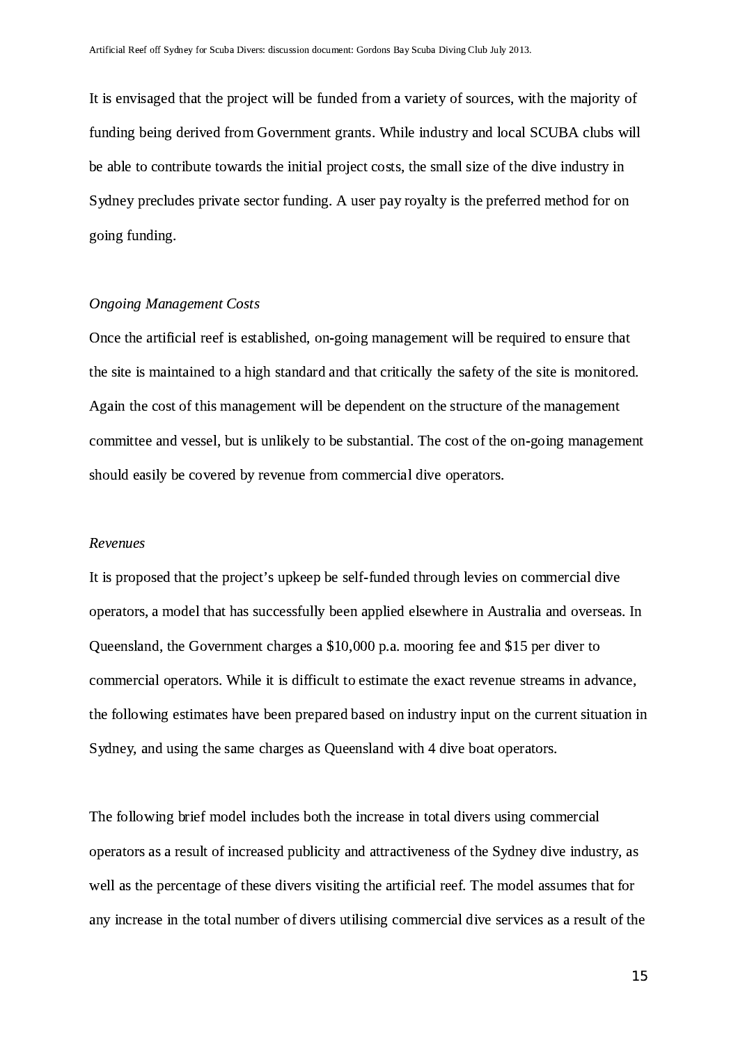It is envisaged that the project will be funded from a variety of sources, with the majority of funding being derived from Government grants. While industry and local SCUBA clubs will be able to contribute towards the initial project costs, the small size of the dive industry in Sydney precludes private sector funding. A user pay royalty is the preferred method for on going funding.

*Ongoing Management Costs*

Once the artificial reef is established, on-going management will be required to ensure that the site is maintained to a high standard and that critically the safety of the site is monitored. Again the cost of this management will be dependent on the structure of the management committee and vessel, but is unlikely to be substantial. The cost of the on-going management should easily be covered by revenue from commercial dive operators.

*Revenues*

It is proposed that the project's upkeep be self-funded through levies on commercial dive operators, a model that has successfully been applied elsewhere in Australia and overseas. In Queensland, the Government charges a $10,000 p.a. mooring fee and $15 per diver to commercial operators. While it is difficult to estimate the exact revenue streams in advance, the following estimates have been prepared based on industry input on the current situation in Sydney, and using the same charges as Queensland with 4 dive boat operators.

The following brief model includes both the increase in total divers using commercial operators as a result of increased publicity and attractiveness of the Sydney dive industry, as well as the percentage of these divers visiting the artificial reef. The model assumes that for any increase in the total number of divers utilising commercial dive services as a result of the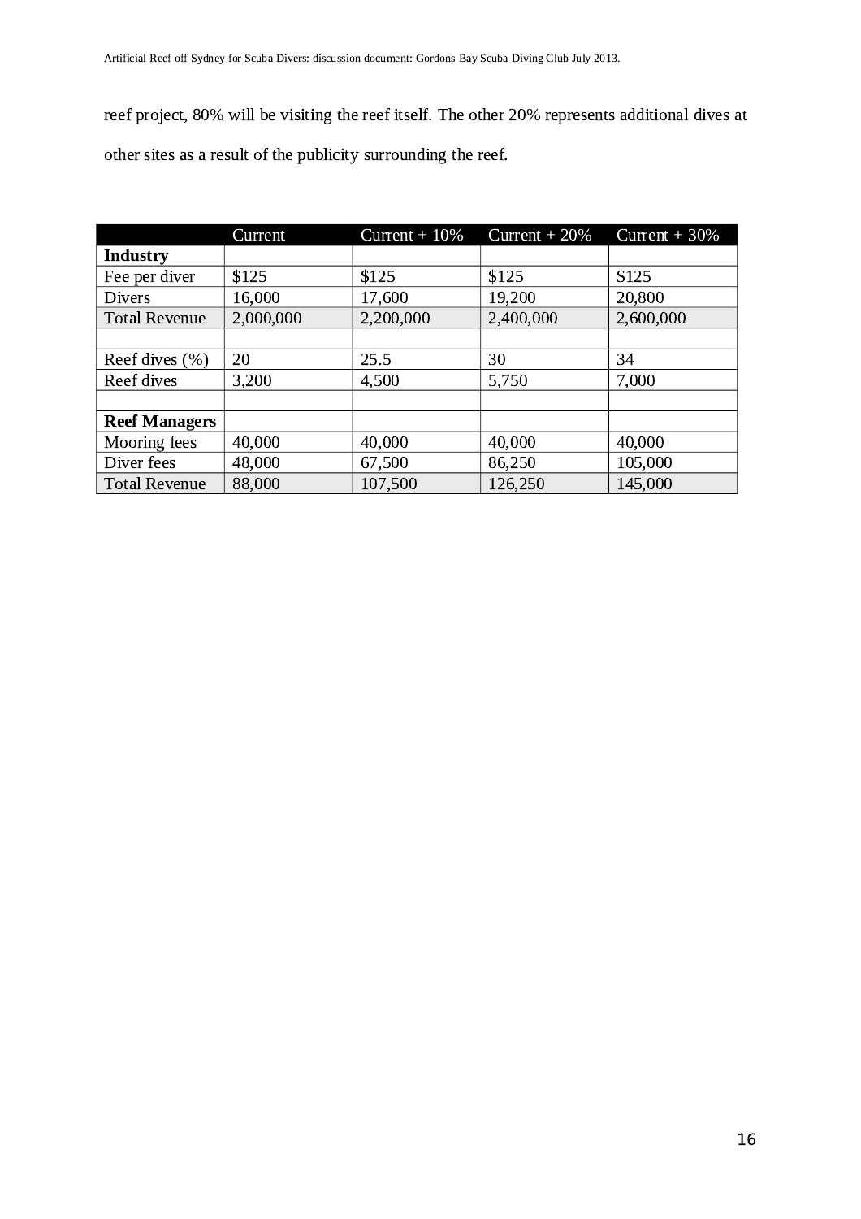reef project, 80% will be visiting the reef itself. The other 20% represents additional dives at other sites as a result of the publicity surrounding the reef.

| | Current | Current + 10% | Current + 20% | Current + 30% |
|---|---|---|---|---|
| **Industry** | | | | |
| Fee per diver | $125 | $125 | $125 | $125 |
| Divers | 16,000 | 17,600 | 19,200 | 20,800 |
| Total Revenue | 2,000,000 | 2,200,000 | 2,400,000 | 2,600,000 |
| | | | | |
| Reef dives (%) | 20 | 25.5 | 30 | 34 |
| Reef dives | 3,200 | 4,500 | 5,750 | 7,000 |
| | | | | |
| **Reef Managers** | | | | |
| Mooring fees | 40,000 | 40,000 | 40,000 | 40,000 |
| Diver fees | 48,000 | 67,500 | 86,250 | 105,000 |
| Total Revenue | 88,000 | 107,500 | 126,250 | 145,000 |